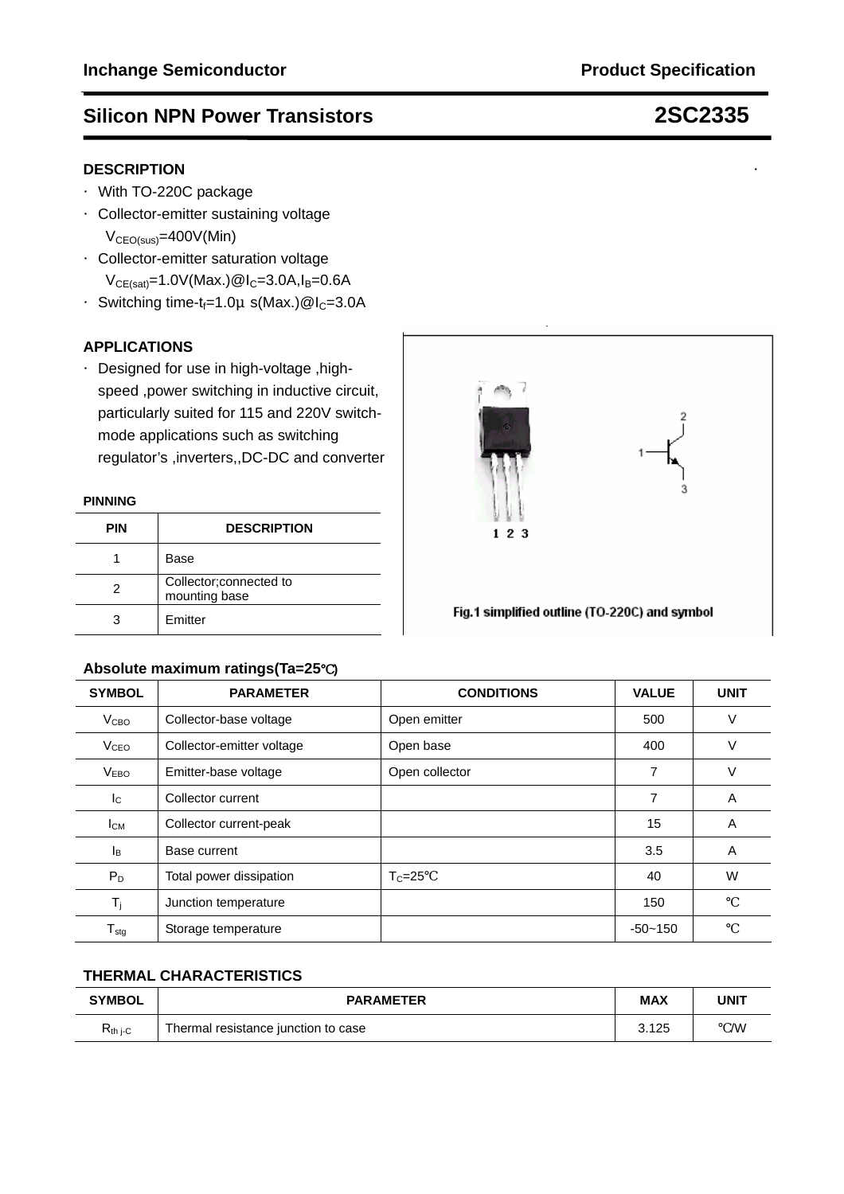# Silicon NPN Power Transistors — 2SC2335

## DESCRIPTION

- With TO-220C package
- Collector-emitter sustaining voltage
  $V_{CEO(sus)}$=400V(Min)
- Collector-emitter saturation voltage
  $V_{CE(sat)}$=1.0V(Max.)@$I_C$=3.0A,$I_B$=0.6A
- Switching time-$t_f$=1.0μ s(Max.)@$I_C$=3.0A

## APPLICATIONS

- Designed for use in high-voltage ,high-speed ,power switching in inductive circuit, particularly suited for 115 and 220V switch-mode applications such as switching regulator's ,inverters,,DC-DC and converter

### PINNING

| PIN | DESCRIPTION |
|---|---|
| 1 | Base |
| 2 | Collector;connected to mounting base |
| 3 | Emitter |

Fig.1 simplified outline (TO-220C) and symbol

### Absolute maximum ratings(Ta=25℃)

| SYMBOL | PARAMETER | CONDITIONS | VALUE | UNIT |
|---|---|---|---|---|
| $V_{CBO}$ | Collector-base voltage | Open emitter | 500 | V |
| $V_{CEO}$ | Collector-emitter voltage | Open base | 400 | V |
| $V_{EBO}$ | Emitter-base voltage | Open collector | 7 | V |
| $I_C$ | Collector current | | 7 | A |
| $I_{CM}$ | Collector current-peak | | 15 | A |
| $I_B$ | Base current | | 3.5 | A |
| $P_D$ | Total power dissipation | $T_C$=25℃ | 40 | W |
| $T_j$ | Junction temperature | | 150 | ℃ |
| $T_{stg}$ | Storage temperature | | -50~150 | ℃ |

### THERMAL CHARACTERISTICS

| SYMBOL | PARAMETER | MAX | UNIT |
|---|---|---|---|
| $R_{th\ j\text{-}C}$ | Thermal resistance junction to case | 3.125 | ℃/W |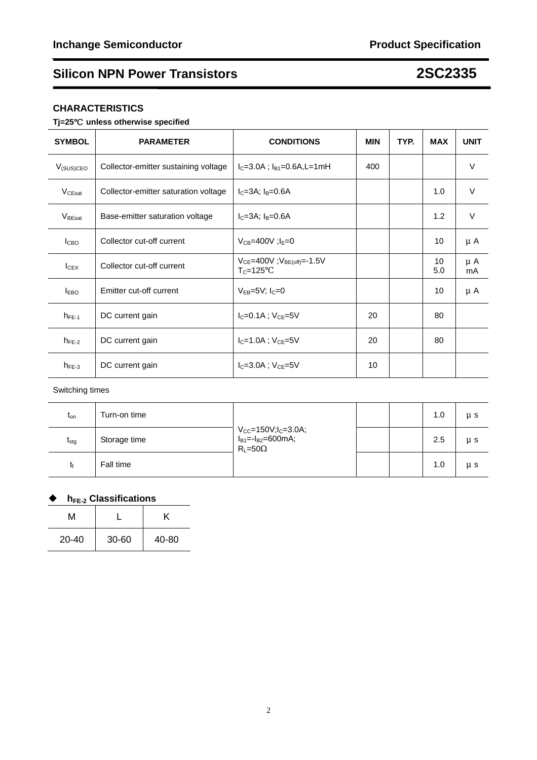## Silicon NPN Power Transistors — 2SC2335

### CHARACTERISTICS

**Tj=25℃ unless otherwise specified**

| SYMBOL | PARAMETER | CONDITIONS | MIN | TYP. | MAX | UNIT |
|---|---|---|---|---|---|---|
| $V_{(SUS)CEO}$ | Collector-emitter sustaining voltage | $I_C$=3.0A ; $I_{B1}$=0.6A,L=1mH | 400 | | | V |
| $V_{CEsat}$ | Collector-emitter saturation voltage | $I_C$=3A; $I_B$=0.6A | | | 1.0 | V |
| $V_{BEsat}$ | Base-emitter saturation voltage | $I_C$=3A; $I_B$=0.6A | | | 1.2 | V |
| $I_{CBO}$ | Collector cut-off current | $V_{CB}$=400V ;$I_E$=0 | | | 10 | μA |
| $I_{CEX}$ | Collector cut-off current | $V_{CE}$=400V ;$V_{BE(off)}$=-1.5V $T_C$=125℃ | | | 10 5.0 | μA mA |
| $I_{EBO}$ | Emitter cut-off current | $V_{EB}$=5V; $I_C$=0 | | | 10 | μA |
| $h_{FE-1}$ | DC current gain | $I_C$=0.1A ; $V_{CE}$=5V | 20 | | 80 | |
| $h_{FE-2}$ | DC current gain | $I_C$=1.0A ; $V_{CE}$=5V | 20 | | 80 | |
| $h_{FE-3}$ | DC current gain | $I_C$=3.0A ; $V_{CE}$=5V | 10 | | | |

Switching times

| SYMBOL | PARAMETER | CONDITIONS | MIN | TYP. | MAX | UNIT |
|---|---|---|---|---|---|---|
| $t_{on}$ | Turn-on time | $V_{CC}$=150V;$I_C$=3.0A; $I_{B1}$=-$I_{B2}$=600mA; $R_L$=50Ω | | | 1.0 | μs |
| $t_{stg}$ | Storage time | | | | 2.5 | μs |
| $t_f$ | Fall time | | | | 1.0 | μs |

### ◆ $h_{FE-2}$ Classifications

| M | L | K |
|---|---|---|
| 20-40 | 30-60 | 40-80 |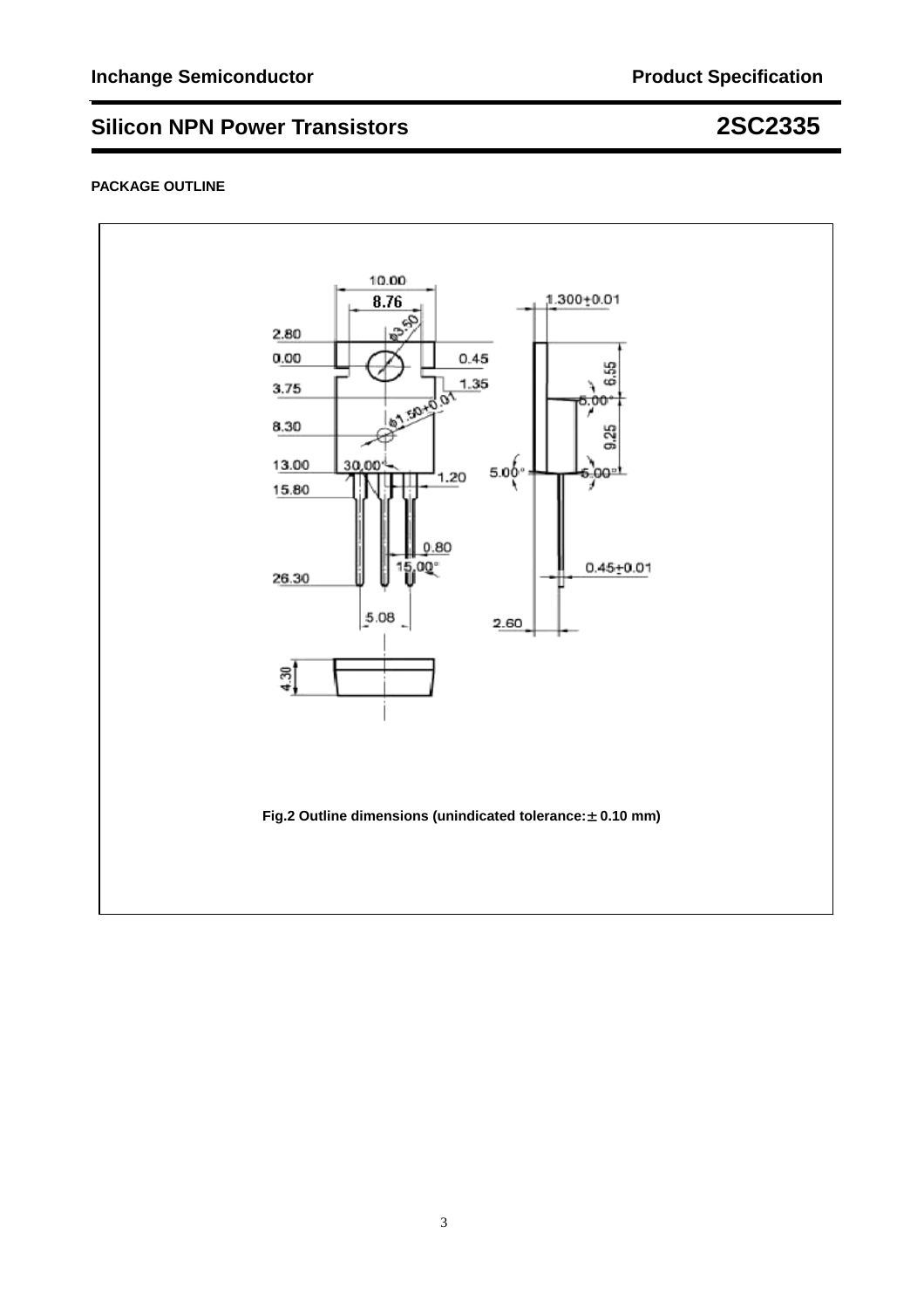**PACKAGE OUTLINE**

Fig.2 Outline dimensions (unindicated tolerance:± 0.10 mm)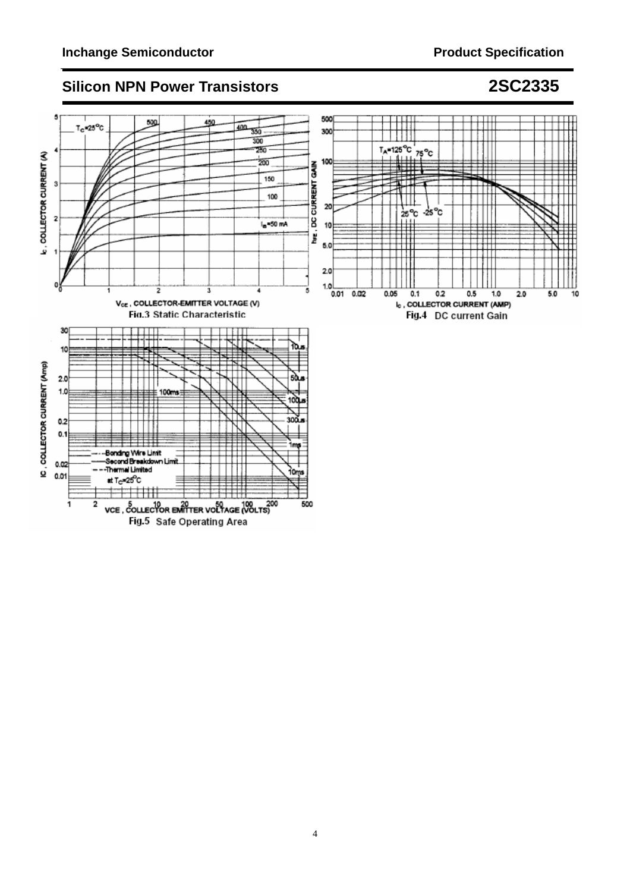Silicon NPN Power Transistors

2SC2335

$T_C$=25°C

500
450
400
350
300
250
200
150
100
$I_B$=50 mA

$I_C$, COLLECTOR CURRENT (A)

0
1
2
3
4
5

0
1
2
3
4
5

$V_{CE}$, COLLECTOR-EMITTER VOLTAGE (V)

Fig.3 Static Characteristic

$T_A$=125°C
75°C
25°C
-25°C

$h_{FE}$, DC CURRENT GAIN

500
300
100
20
10
5.0
2.0
1.0

0.01
0.02
0.05
0.1
0.2
0.5
1.0
2.0
5.0
10

$I_C$, COLLECTOR CURRENT (AMP)

Fig.4 DC current Gain

IC, COLLECTOR CURRENT (Amp)

30
10
2.0
1.0
0.2
0.1
0.02
0.01

10us
50us
100us
300us
1ms
10ms
100ms

- - - Bonding Wire Limit
—— Second Breakdown Limit
- - - Thermal Limited
at $T_C$=25°C

1
2
5
10
20
50
100
200
500

VCE, COLLECTOR EMITTER VOLTAGE (VOLTS)

Fig.5 Safe Operating Area